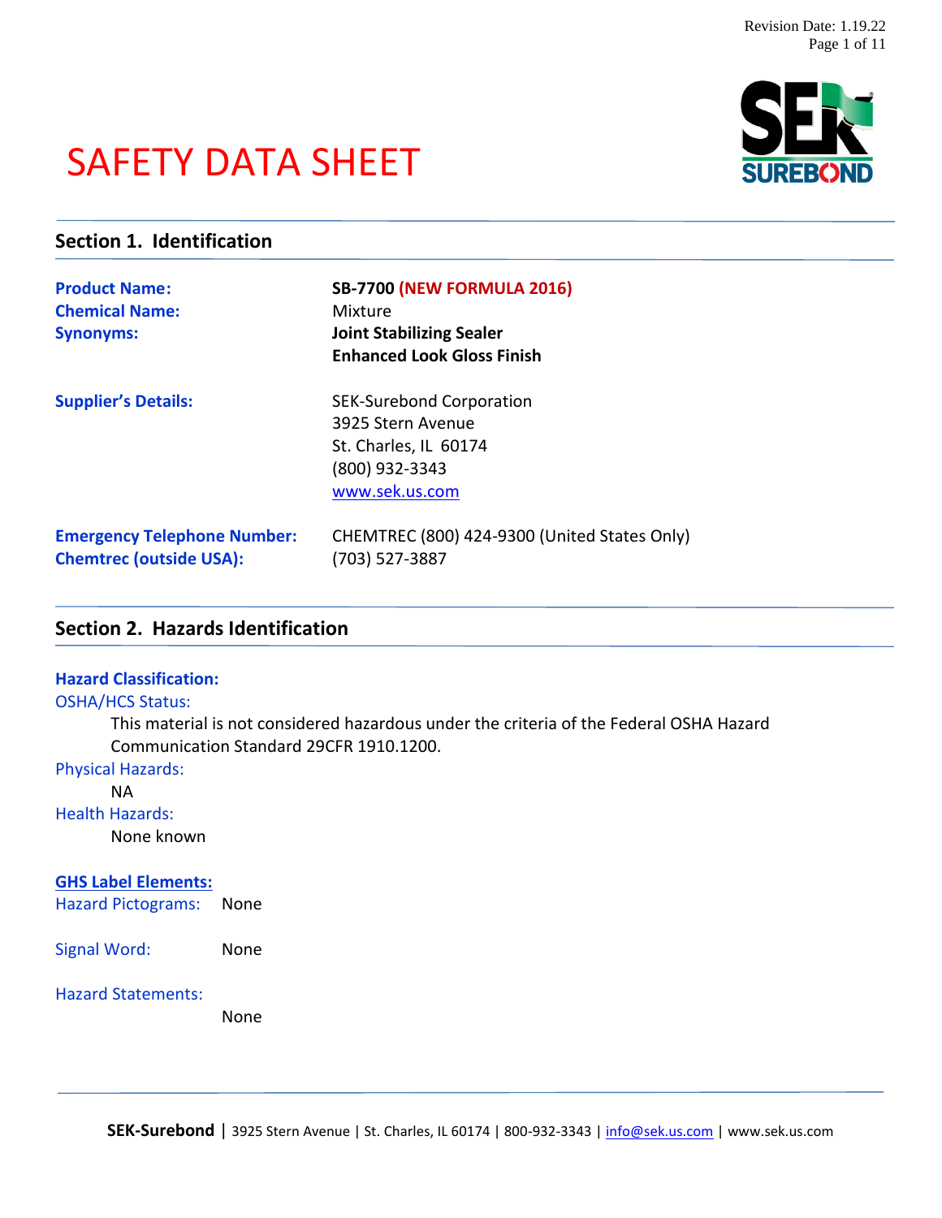# SAFETY DATA SHEET

## Section 1. Identification

**Product Name:** **SB-7700 (NEW FORMULA 2016)**

**Chemical Name:** Mixture

**Synonyms:** **Joint Stabilizing Sealer**
**Enhanced Look Gloss Finish**

**Supplier's Details:**
SEK-Surebond Corporation
3925 Stern Avenue
St. Charles, IL 60174
(800) 932-3343
www.sek.us.com

**Emergency Telephone Number:** CHEMTREC (800) 424-9300 (United States Only)

**Chemtrec (outside USA):** (703) 527-3887

## Section 2. Hazards Identification

**Hazard Classification:**

OSHA/HCS Status:

This material is not considered hazardous under the criteria of the Federal OSHA Hazard Communication Standard 29CFR 1910.1200.

Physical Hazards:

NA

Health Hazards:

None known

**GHS Label Elements:**

Hazard Pictograms: None

Signal Word: None

Hazard Statements:

None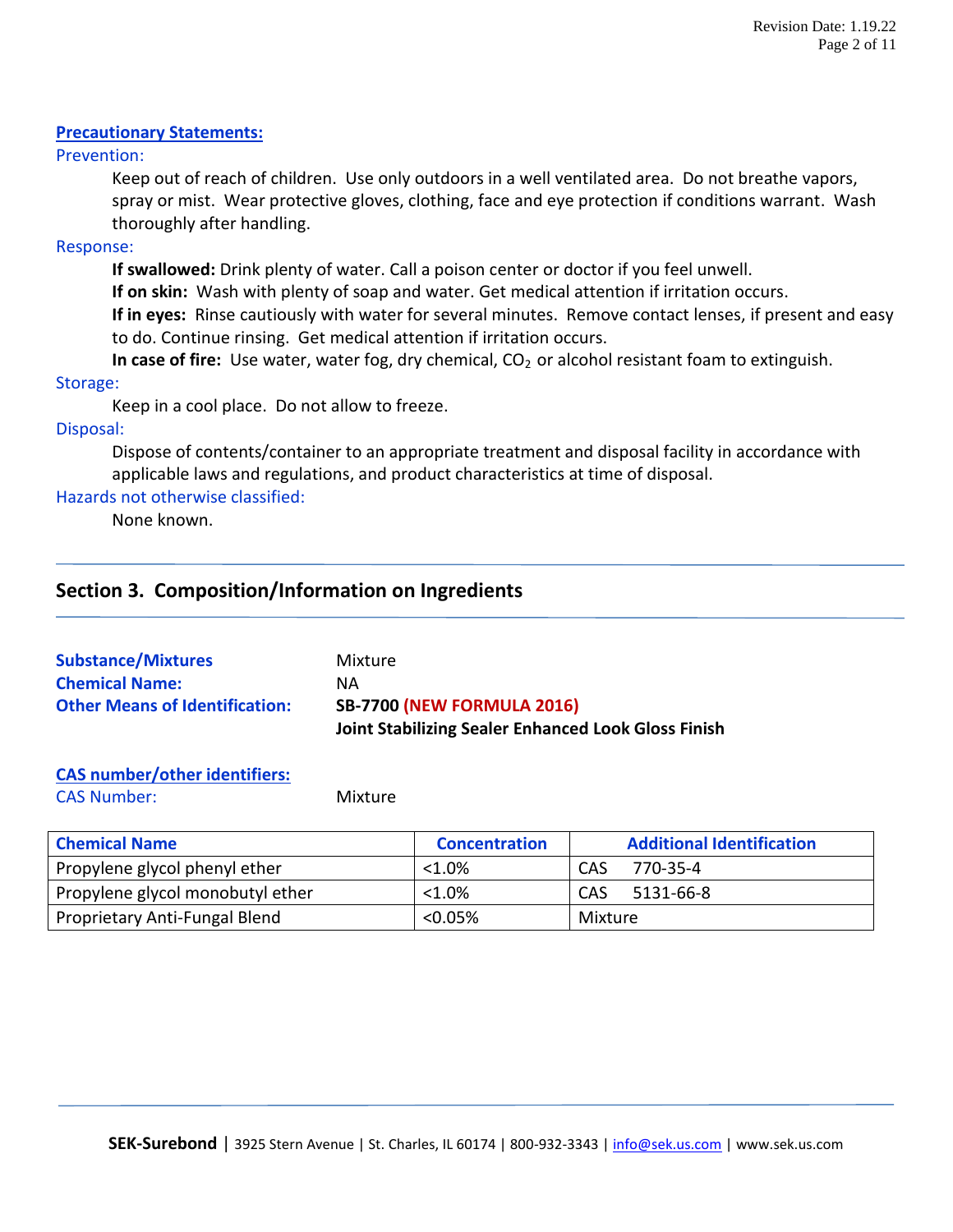**Precautionary Statements:**

Prevention:

Keep out of reach of children. Use only outdoors in a well ventilated area. Do not breathe vapors, spray or mist. Wear protective gloves, clothing, face and eye protection if conditions warrant. Wash thoroughly after handling.

Response:

**If swallowed:** Drink plenty of water. Call a poison center or doctor if you feel unwell.
**If on skin:** Wash with plenty of soap and water. Get medical attention if irritation occurs.
**If in eyes:** Rinse cautiously with water for several minutes. Remove contact lenses, if present and easy to do. Continue rinsing. Get medical attention if irritation occurs.
**In case of fire:** Use water, water fog, dry chemical, $CO_2$ or alcohol resistant foam to extinguish.

Storage:

Keep in a cool place. Do not allow to freeze.

Disposal:

Dispose of contents/container to an appropriate treatment and disposal facility in accordance with applicable laws and regulations, and product characteristics at time of disposal.

Hazards not otherwise classified:

None known.

## Section 3. Composition/Information on Ingredients

**Substance/Mixtures** Mixture
**Chemical Name:** NA
**Other Means of Identification:** **SB-7700 (NEW FORMULA 2016)**
**Joint Stabilizing Sealer Enhanced Look Gloss Finish**

**CAS number/other identifiers:**

CAS Number: Mixture

| Chemical Name | Concentration | Additional Identification |
|---|---|---|
| Propylene glycol phenyl ether | <1.0% | CAS 770-35-4 |
| Propylene glycol monobutyl ether | <1.0% | CAS 5131-66-8 |
| Proprietary Anti-Fungal Blend | <0.05% | Mixture |

**SEK-Surebond** | 3925 Stern Avenue | St. Charles, IL 60174 | 800-932-3343 | info@sek.us.com | www.sek.us.com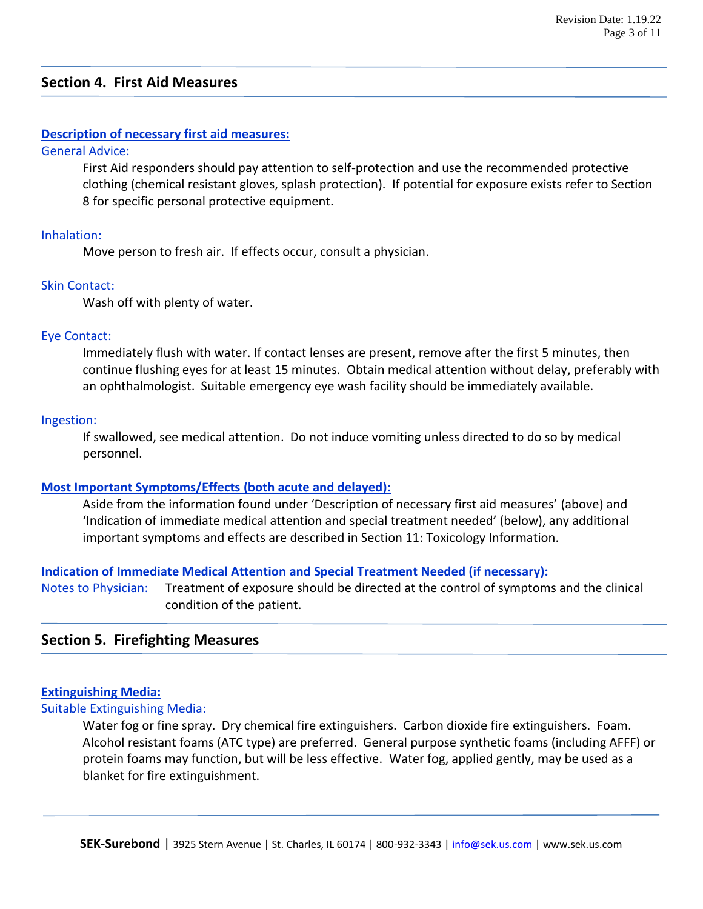## Section 4. First Aid Measures

**Description of necessary first aid measures:**

General Advice:

First Aid responders should pay attention to self-protection and use the recommended protective clothing (chemical resistant gloves, splash protection). If potential for exposure exists refer to Section 8 for specific personal protective equipment.

Inhalation:

Move person to fresh air. If effects occur, consult a physician.

Skin Contact:

Wash off with plenty of water.

Eye Contact:

Immediately flush with water. If contact lenses are present, remove after the first 5 minutes, then continue flushing eyes for at least 15 minutes. Obtain medical attention without delay, preferably with an ophthalmologist. Suitable emergency eye wash facility should be immediately available.

Ingestion:

If swallowed, see medical attention. Do not induce vomiting unless directed to do so by medical personnel.

**Most Important Symptoms/Effects (both acute and delayed):**

Aside from the information found under 'Description of necessary first aid measures' (above) and 'Indication of immediate medical attention and special treatment needed' (below), any additional important symptoms and effects are described in Section 11: Toxicology Information.

**Indication of Immediate Medical Attention and Special Treatment Needed (if necessary):**

Notes to Physician: Treatment of exposure should be directed at the control of symptoms and the clinical condition of the patient.

## Section 5. Firefighting Measures

**Extinguishing Media:**

Suitable Extinguishing Media:

Water fog or fine spray. Dry chemical fire extinguishers. Carbon dioxide fire extinguishers. Foam. Alcohol resistant foams (ATC type) are preferred. General purpose synthetic foams (including AFFF) or protein foams may function, but will be less effective. Water fog, applied gently, may be used as a blanket for fire extinguishment.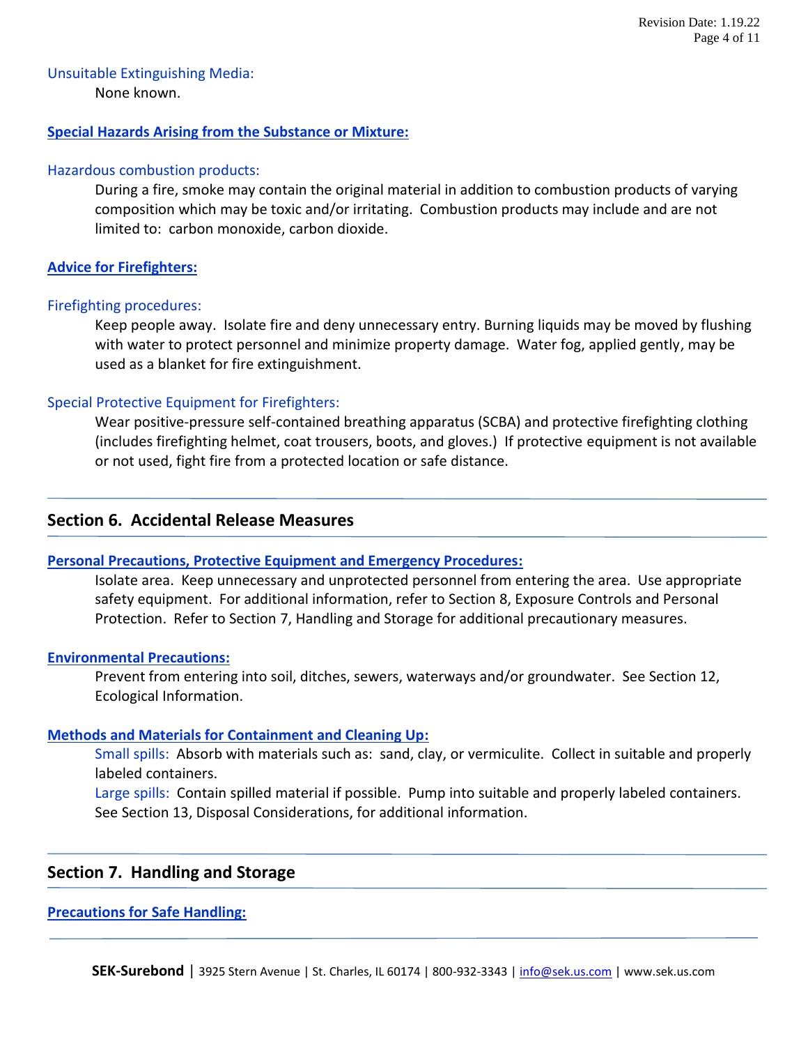Unsuitable Extinguishing Media:

None known.

**Special Hazards Arising from the Substance or Mixture:**

Hazardous combustion products:

During a fire, smoke may contain the original material in addition to combustion products of varying composition which may be toxic and/or irritating. Combustion products may include and are not limited to: carbon monoxide, carbon dioxide.

**Advice for Firefighters:**

Firefighting procedures:

Keep people away. Isolate fire and deny unnecessary entry. Burning liquids may be moved by flushing with water to protect personnel and minimize property damage. Water fog, applied gently, may be used as a blanket for fire extinguishment.

Special Protective Equipment for Firefighters:

Wear positive-pressure self-contained breathing apparatus (SCBA) and protective firefighting clothing (includes firefighting helmet, coat trousers, boots, and gloves.) If protective equipment is not available or not used, fight fire from a protected location or safe distance.

## Section 6. Accidental Release Measures

**Personal Precautions, Protective Equipment and Emergency Procedures:**

Isolate area. Keep unnecessary and unprotected personnel from entering the area. Use appropriate safety equipment. For additional information, refer to Section 8, Exposure Controls and Personal Protection. Refer to Section 7, Handling and Storage for additional precautionary measures.

**Environmental Precautions:**

Prevent from entering into soil, ditches, sewers, waterways and/or groundwater. See Section 12, Ecological Information.

**Methods and Materials for Containment and Cleaning Up:**

Small spills: Absorb with materials such as: sand, clay, or vermiculite. Collect in suitable and properly labeled containers.

Large spills: Contain spilled material if possible. Pump into suitable and properly labeled containers. See Section 13, Disposal Considerations, for additional information.

## Section 7. Handling and Storage

**Precautions for Safe Handling:**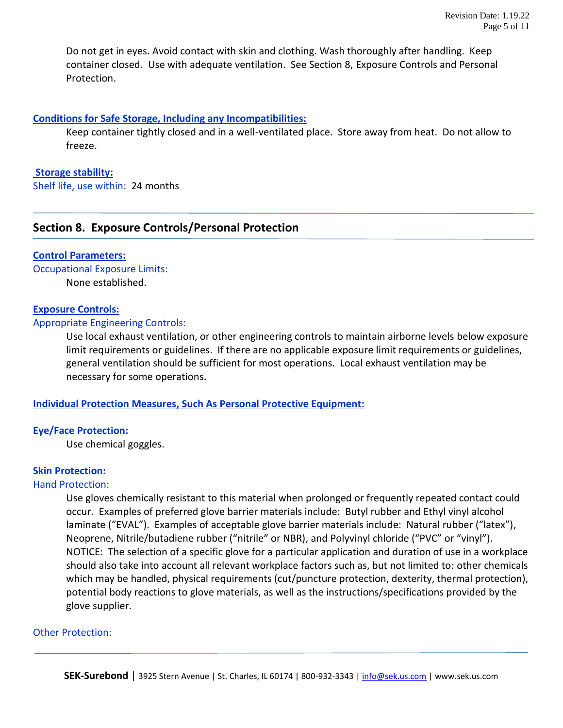Do not get in eyes. Avoid contact with skin and clothing. Wash thoroughly after handling. Keep container closed. Use with adequate ventilation. See Section 8, Exposure Controls and Personal Protection.

**Conditions for Safe Storage, Including any Incompatibilities:**

Keep container tightly closed and in a well-ventilated place. Store away from heat. Do not allow to freeze.

**Storage stability:**

Shelf life, use within: 24 months

## Section 8. Exposure Controls/Personal Protection

**Control Parameters:**

Occupational Exposure Limits:

None established.

**Exposure Controls:**

Appropriate Engineering Controls:

Use local exhaust ventilation, or other engineering controls to maintain airborne levels below exposure limit requirements or guidelines. If there are no applicable exposure limit requirements or guidelines, general ventilation should be sufficient for most operations. Local exhaust ventilation may be necessary for some operations.

**Individual Protection Measures, Such As Personal Protective Equipment:**

**Eye/Face Protection:**

Use chemical goggles.

**Skin Protection:**

Hand Protection:

Use gloves chemically resistant to this material when prolonged or frequently repeated contact could occur. Examples of preferred glove barrier materials include: Butyl rubber and Ethyl vinyl alcohol laminate (“EVAL”). Examples of acceptable glove barrier materials include: Natural rubber (“latex”), Neoprene, Nitrile/butadiene rubber (“nitrile” or NBR), and Polyvinyl chloride (“PVC” or “vinyl”). NOTICE: The selection of a specific glove for a particular application and duration of use in a workplace should also take into account all relevant workplace factors such as, but not limited to: other chemicals which may be handled, physical requirements (cut/puncture protection, dexterity, thermal protection), potential body reactions to glove materials, as well as the instructions/specifications provided by the glove supplier.

Other Protection: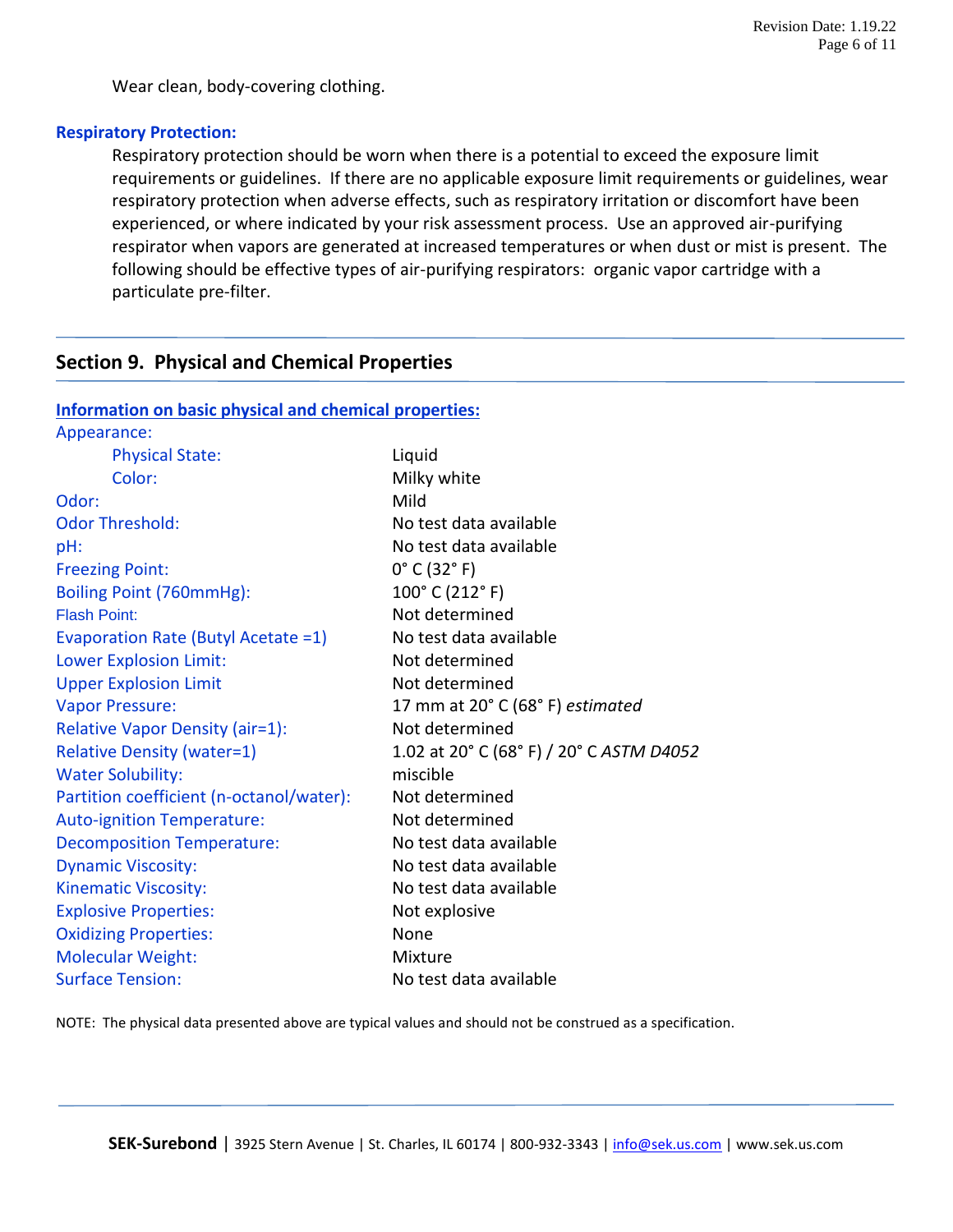Wear clean, body-covering clothing.

**Respiratory Protection:**

Respiratory protection should be worn when there is a potential to exceed the exposure limit requirements or guidelines. If there are no applicable exposure limit requirements or guidelines, wear respiratory protection when adverse effects, such as respiratory irritation or discomfort have been experienced, or where indicated by your risk assessment process. Use an approved air-purifying respirator when vapors are generated at increased temperatures or when dust or mist is present. The following should be effective types of air-purifying respirators: organic vapor cartridge with a particulate pre-filter.

## Section 9. Physical and Chemical Properties

**Information on basic physical and chemical properties:**

| Property | Value |
|---|---|
| Appearance: | |
| Physical State: | Liquid |
| Color: | Milky white |
| Odor: | Mild |
| Odor Threshold: | No test data available |
| pH: | No test data available |
| Freezing Point: | 0° C (32° F) |
| Boiling Point (760mmHg): | 100° C (212° F) |
| Flash Point: | Not determined |
| Evaporation Rate (Butyl Acetate =1) | No test data available |
| Lower Explosion Limit: | Not determined |
| Upper Explosion Limit | Not determined |
| Vapor Pressure: | 17 mm at 20° C (68° F) *estimated* |
| Relative Vapor Density (air=1): | Not determined |
| Relative Density (water=1) | 1.02 at 20° C (68° F) / 20° C *ASTM D4052* |
| Water Solubility: | miscible |
| Partition coefficient (n-octanol/water): | Not determined |
| Auto-ignition Temperature: | Not determined |
| Decomposition Temperature: | No test data available |
| Dynamic Viscosity: | No test data available |
| Kinematic Viscosity: | No test data available |
| Explosive Properties: | Not explosive |
| Oxidizing Properties: | None |
| Molecular Weight: | Mixture |
| Surface Tension: | No test data available |

NOTE: The physical data presented above are typical values and should not be construed as a specification.

**SEK-Surebond** | 3925 Stern Avenue | St. Charles, IL 60174 | 800-932-3343 | info@sek.us.com | www.sek.us.com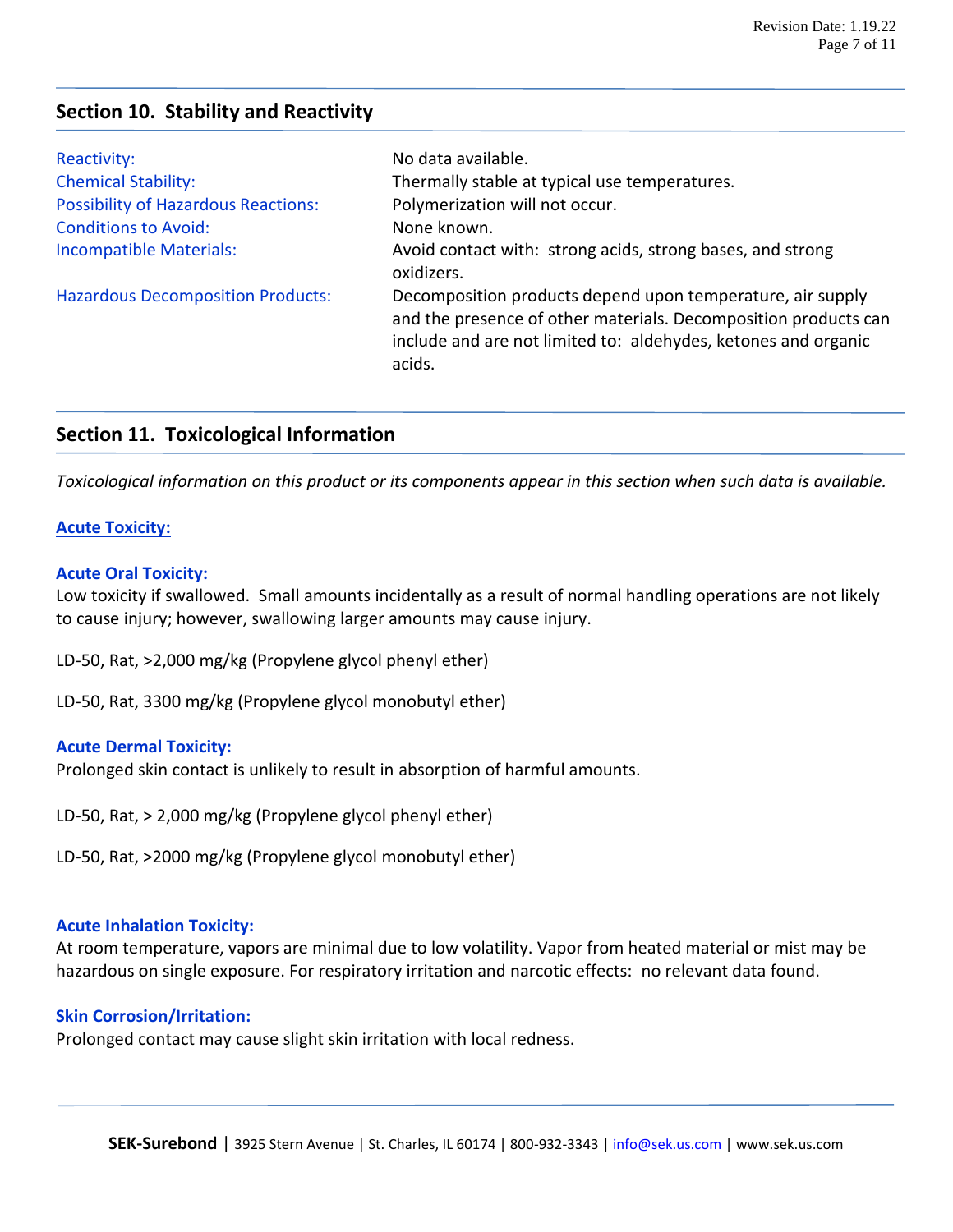## Section 10. Stability and Reactivity

| | |
|---|---|
| Reactivity: | No data available. |
| Chemical Stability: | Thermally stable at typical use temperatures. |
| Possibility of Hazardous Reactions: | Polymerization will not occur. |
| Conditions to Avoid: | None known. |
| Incompatible Materials: | Avoid contact with: strong acids, strong bases, and strong oxidizers. |
| Hazardous Decomposition Products: | Decomposition products depend upon temperature, air supply and the presence of other materials. Decomposition products can include and are not limited to: aldehydes, ketones and organic acids. |

## Section 11. Toxicological Information

*Toxicological information on this product or its components appear in this section when such data is available.*

### Acute Toxicity:

**Acute Oral Toxicity:**
Low toxicity if swallowed. Small amounts incidentally as a result of normal handling operations are not likely to cause injury; however, swallowing larger amounts may cause injury.

LD-50, Rat, >2,000 mg/kg (Propylene glycol phenyl ether)

LD-50, Rat, 3300 mg/kg (Propylene glycol monobutyl ether)

**Acute Dermal Toxicity:**
Prolonged skin contact is unlikely to result in absorption of harmful amounts.

LD-50, Rat, > 2,000 mg/kg (Propylene glycol phenyl ether)

LD-50, Rat, >2000 mg/kg (Propylene glycol monobutyl ether)

**Acute Inhalation Toxicity:**
At room temperature, vapors are minimal due to low volatility. Vapor from heated material or mist may be hazardous on single exposure. For respiratory irritation and narcotic effects: no relevant data found.

**Skin Corrosion/Irritation:**
Prolonged contact may cause slight skin irritation with local redness.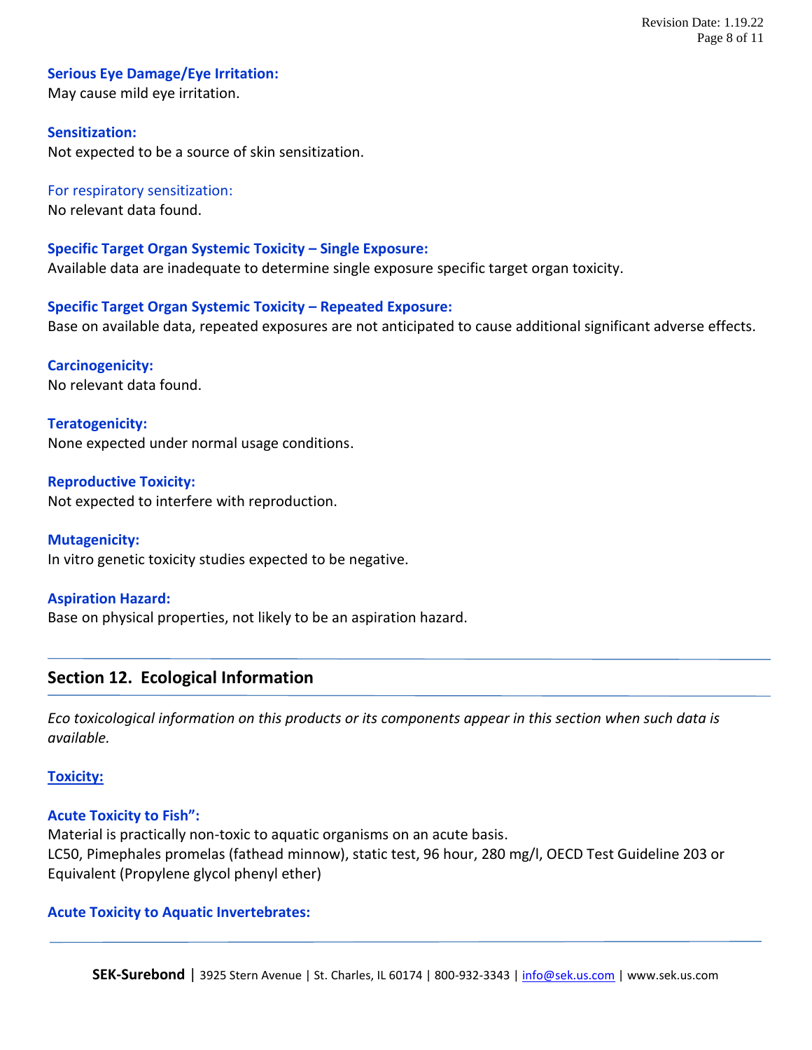**Serious Eye Damage/Eye Irritation:**
May cause mild eye irritation.

**Sensitization:**
Not expected to be a source of skin sensitization.

For respiratory sensitization:
No relevant data found.

**Specific Target Organ Systemic Toxicity – Single Exposure:**
Available data are inadequate to determine single exposure specific target organ toxicity.

**Specific Target Organ Systemic Toxicity – Repeated Exposure:**
Base on available data, repeated exposures are not anticipated to cause additional significant adverse effects.

**Carcinogenicity:**
No relevant data found.

**Teratogenicity:**
None expected under normal usage conditions.

**Reproductive Toxicity:**
Not expected to interfere with reproduction.

**Mutagenicity:**
In vitro genetic toxicity studies expected to be negative.

**Aspiration Hazard:**
Base on physical properties, not likely to be an aspiration hazard.

## Section 12. Ecological Information

*Eco toxicological information on this products or its components appear in this section when such data is available.*

**Toxicity:**

**Acute Toxicity to Fish":**
Material is practically non-toxic to aquatic organisms on an acute basis.
LC50, Pimephales promelas (fathead minnow), static test, 96 hour, 280 mg/l, OECD Test Guideline 203 or Equivalent (Propylene glycol phenyl ether)

**Acute Toxicity to Aquatic Invertebrates:**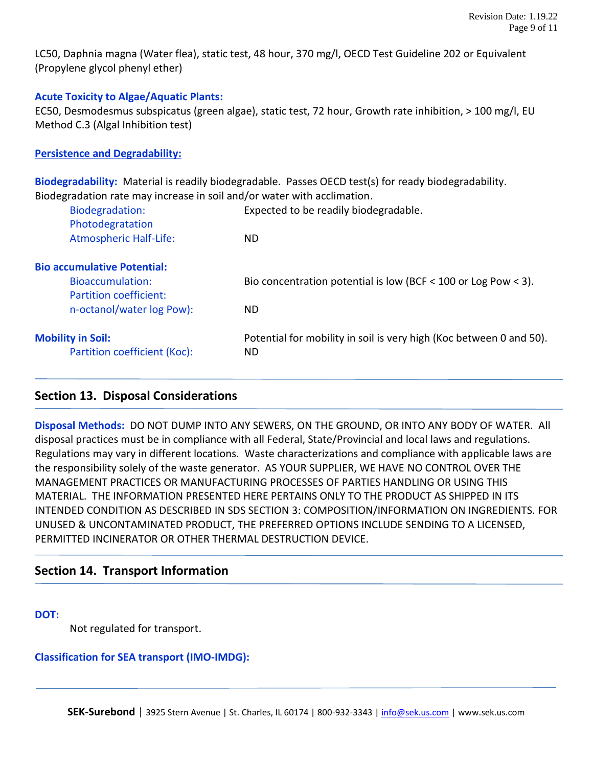LC50, Daphnia magna (Water flea), static test, 48 hour, 370 mg/l, OECD Test Guideline 202 or Equivalent (Propylene glycol phenyl ether)

**Acute Toxicity to Algae/Aquatic Plants:**
EC50, Desmodesmus subspicatus (green algae), static test, 72 hour, Growth rate inhibition, > 100 mg/l, EU Method C.3 (Algal Inhibition test)

**Persistence and Degradability:**

**Biodegradability:** Material is readily biodegradable. Passes OECD test(s) for ready biodegradability. Biodegradation rate may increase in soil and/or water with acclimation.

| | |
|---|---|
| Biodegradation: | Expected to be readily biodegradable. |
| Photodegratation Atmospheric Half-Life: | ND |

**Bio accumulative Potential:**

| | |
|---|---|
| Bioaccumulation: | Bio concentration potential is low (BCF < 100 or Log Pow < 3). |
| Partition coefficient: n-octanol/water log Pow): | ND |

| | |
|---|---|
| **Mobility in Soil:** | Potential for mobility in soil is very high (Koc between 0 and 50). |
| Partition coefficient (Koc): | ND |

## Section 13. Disposal Considerations

**Disposal Methods:** DO NOT DUMP INTO ANY SEWERS, ON THE GROUND, OR INTO ANY BODY OF WATER. All disposal practices must be in compliance with all Federal, State/Provincial and local laws and regulations. Regulations may vary in different locations. Waste characterizations and compliance with applicable laws are the responsibility solely of the waste generator. AS YOUR SUPPLIER, WE HAVE NO CONTROL OVER THE MANAGEMENT PRACTICES OR MANUFACTURING PROCESSES OF PARTIES HANDLING OR USING THIS MATERIAL. THE INFORMATION PRESENTED HERE PERTAINS ONLY TO THE PRODUCT AS SHIPPED IN ITS INTENDED CONDITION AS DESCRIBED IN SDS SECTION 3: COMPOSITION/INFORMATION ON INGREDIENTS. FOR UNUSED & UNCONTAMINATED PRODUCT, THE PREFERRED OPTIONS INCLUDE SENDING TO A LICENSED, PERMITTED INCINERATOR OR OTHER THERMAL DESTRUCTION DEVICE.

## Section 14. Transport Information

**DOT:**

Not regulated for transport.

**Classification for SEA transport (IMO-IMDG):**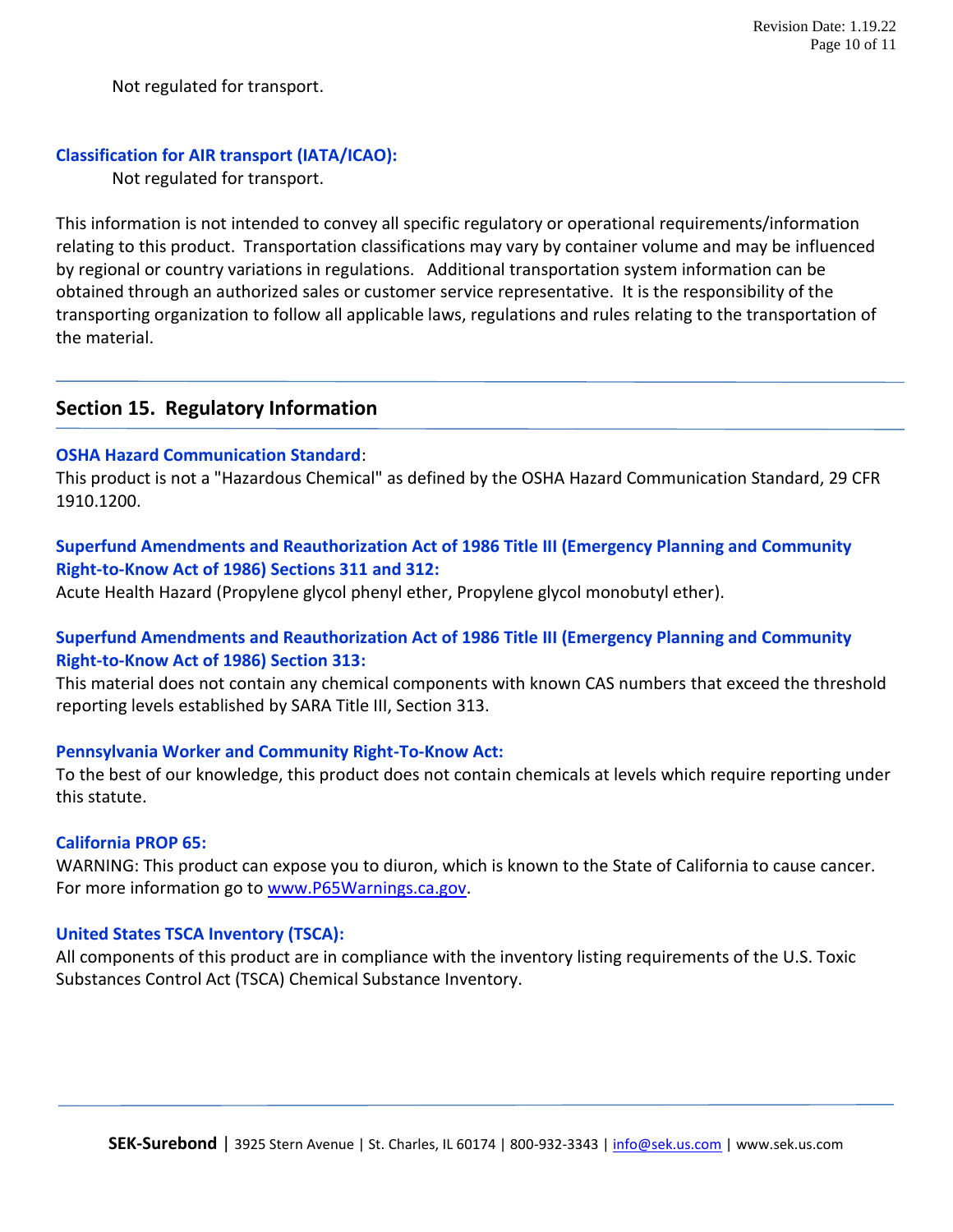Not regulated for transport.

**Classification for AIR transport (IATA/ICAO):**

Not regulated for transport.

This information is not intended to convey all specific regulatory or operational requirements/information relating to this product. Transportation classifications may vary by container volume and may be influenced by regional or country variations in regulations. Additional transportation system information can be obtained through an authorized sales or customer service representative. It is the responsibility of the transporting organization to follow all applicable laws, regulations and rules relating to the transportation of the material.

## Section 15. Regulatory Information

**OSHA Hazard Communication Standard**:
This product is not a "Hazardous Chemical" as defined by the OSHA Hazard Communication Standard, 29 CFR 1910.1200.

**Superfund Amendments and Reauthorization Act of 1986 Title III (Emergency Planning and Community Right-to-Know Act of 1986) Sections 311 and 312:**
Acute Health Hazard (Propylene glycol phenyl ether, Propylene glycol monobutyl ether).

**Superfund Amendments and Reauthorization Act of 1986 Title III (Emergency Planning and Community Right-to-Know Act of 1986) Section 313:**
This material does not contain any chemical components with known CAS numbers that exceed the threshold reporting levels established by SARA Title III, Section 313.

**Pennsylvania Worker and Community Right-To-Know Act:**
To the best of our knowledge, this product does not contain chemicals at levels which require reporting under this statute.

**California PROP 65:**
WARNING: This product can expose you to diuron, which is known to the State of California to cause cancer. For more information go to www.P65Warnings.ca.gov.

**United States TSCA Inventory (TSCA):**
All components of this product are in compliance with the inventory listing requirements of the U.S. Toxic Substances Control Act (TSCA) Chemical Substance Inventory.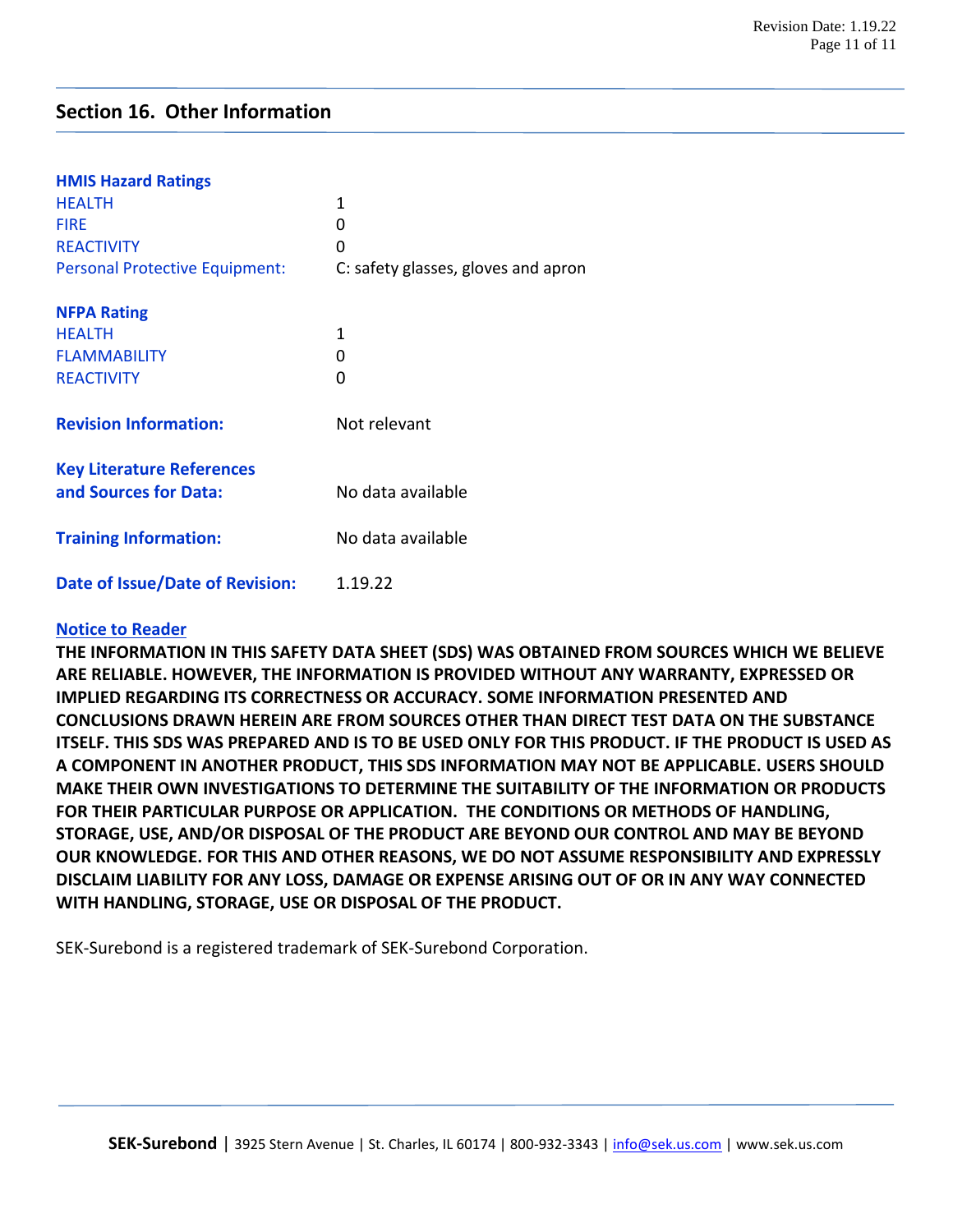## Section 16. Other Information

**HMIS Hazard Ratings**

| | |
|---|---|
| HEALTH | 1 |
| FIRE | 0 |
| REACTIVITY | 0 |
| Personal Protective Equipment: | C: safety glasses, gloves and apron |

**NFPA Rating**

| | |
|---|---|
| HEALTH | 1 |
| FLAMMABILITY | 0 |
| REACTIVITY | 0 |

**Revision Information:** Not relevant

**Key Literature References and Sources for Data:** No data available

**Training Information:** No data available

**Date of Issue/Date of Revision:** 1.19.22

**Notice to Reader**

**THE INFORMATION IN THIS SAFETY DATA SHEET (SDS) WAS OBTAINED FROM SOURCES WHICH WE BELIEVE ARE RELIABLE. HOWEVER, THE INFORMATION IS PROVIDED WITHOUT ANY WARRANTY, EXPRESSED OR IMPLIED REGARDING ITS CORRECTNESS OR ACCURACY. SOME INFORMATION PRESENTED AND CONCLUSIONS DRAWN HEREIN ARE FROM SOURCES OTHER THAN DIRECT TEST DATA ON THE SUBSTANCE ITSELF. THIS SDS WAS PREPARED AND IS TO BE USED ONLY FOR THIS PRODUCT. IF THE PRODUCT IS USED AS A COMPONENT IN ANOTHER PRODUCT, THIS SDS INFORMATION MAY NOT BE APPLICABLE. USERS SHOULD MAKE THEIR OWN INVESTIGATIONS TO DETERMINE THE SUITABILITY OF THE INFORMATION OR PRODUCTS FOR THEIR PARTICULAR PURPOSE OR APPLICATION. THE CONDITIONS OR METHODS OF HANDLING, STORAGE, USE, AND/OR DISPOSAL OF THE PRODUCT ARE BEYOND OUR CONTROL AND MAY BE BEYOND OUR KNOWLEDGE. FOR THIS AND OTHER REASONS, WE DO NOT ASSUME RESPONSIBILITY AND EXPRESSLY DISCLAIM LIABILITY FOR ANY LOSS, DAMAGE OR EXPENSE ARISING OUT OF OR IN ANY WAY CONNECTED WITH HANDLING, STORAGE, USE OR DISPOSAL OF THE PRODUCT.**

SEK-Surebond is a registered trademark of SEK-Surebond Corporation.